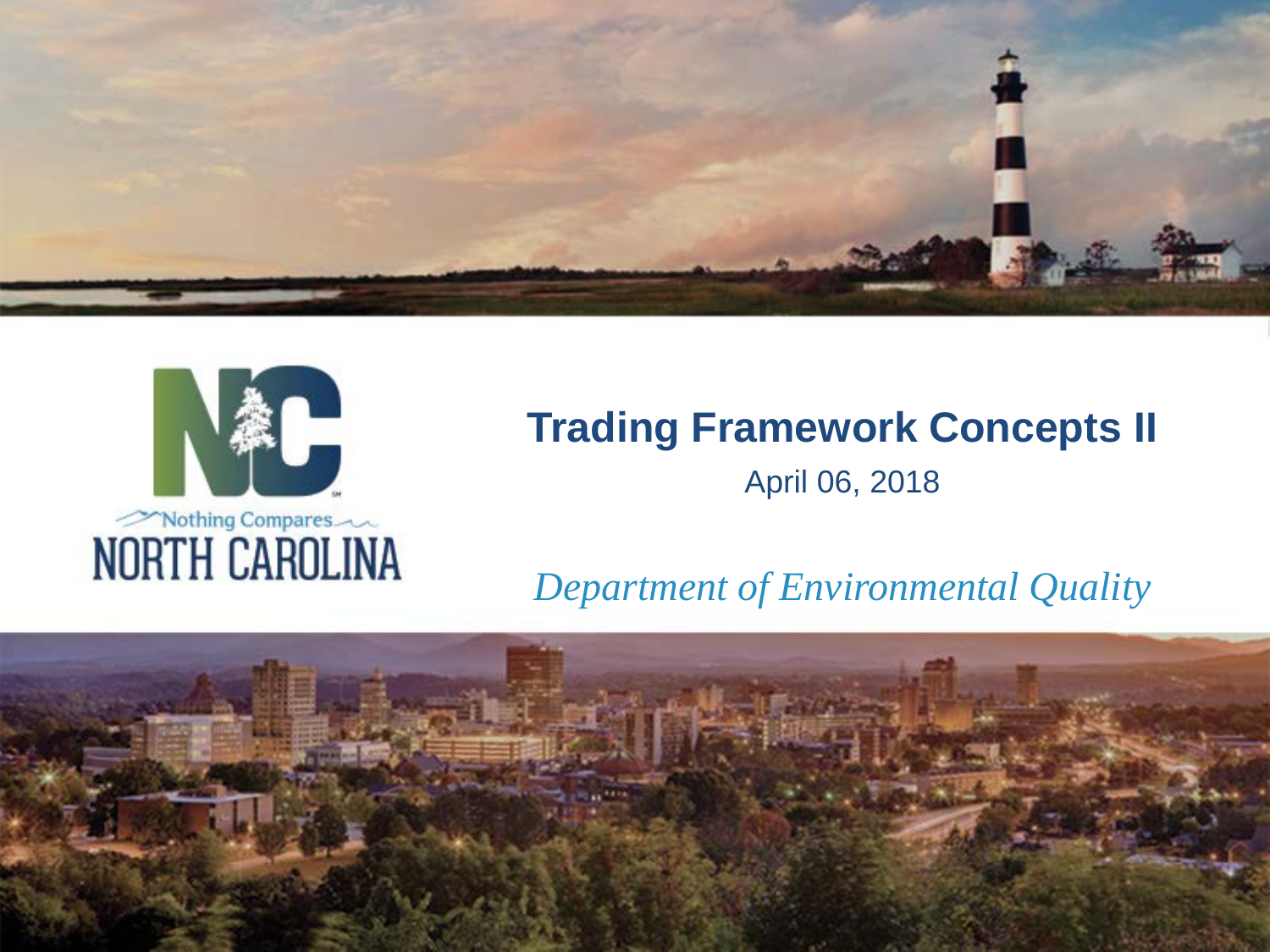# Trading Framework Concepts II

April 06, 2018

*Department of Environmental Quality*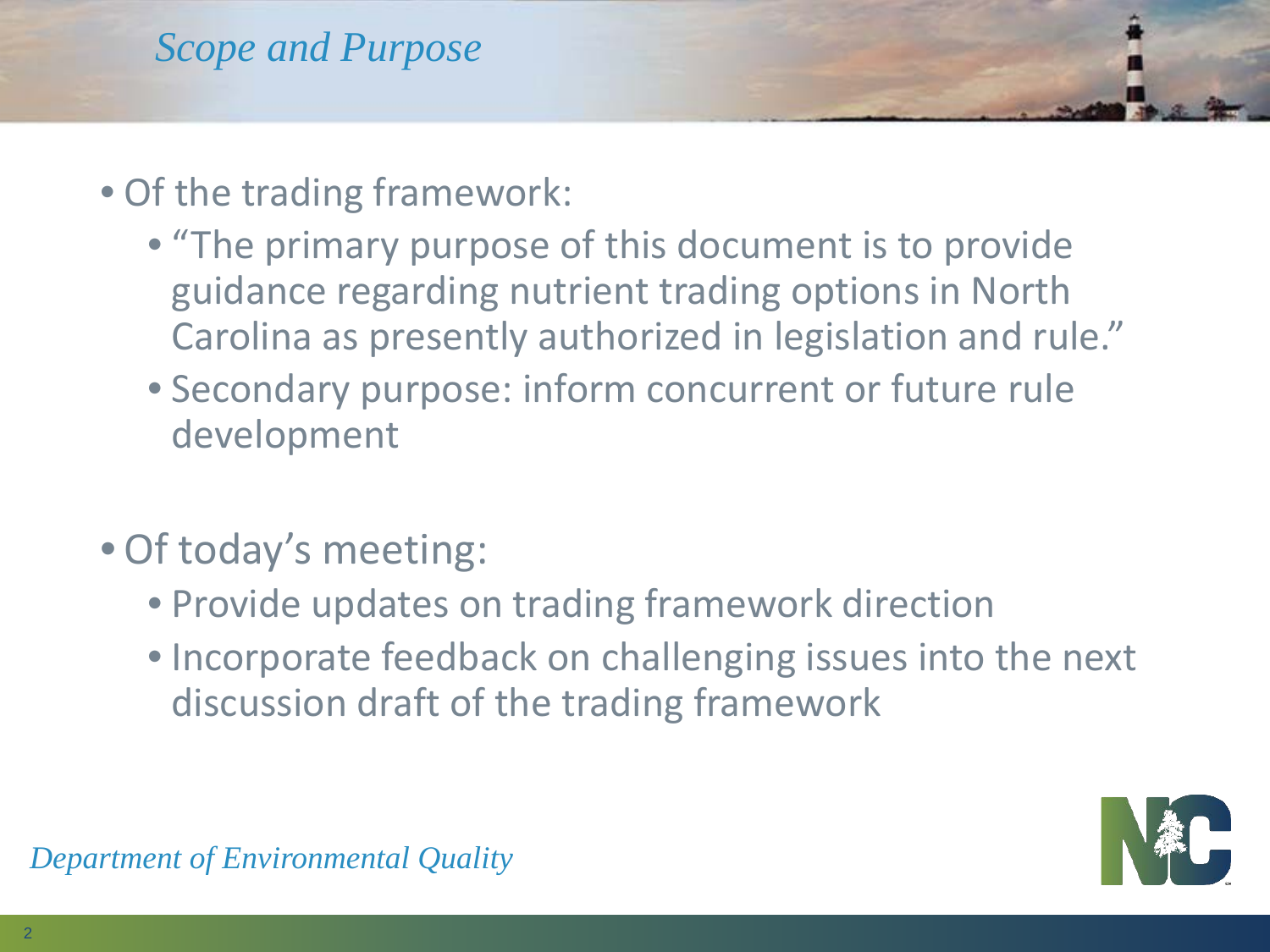# *Scope and Purpose*

- Of the trading framework:
  - "The primary purpose of this document is to provide guidance regarding nutrient trading options in North Carolina as presently authorized in legislation and rule."
  - Secondary purpose: inform concurrent or future rule development

- Of today's meeting:
  - Provide updates on trading framework direction
  - Incorporate feedback on challenging issues into the next discussion draft of the trading framework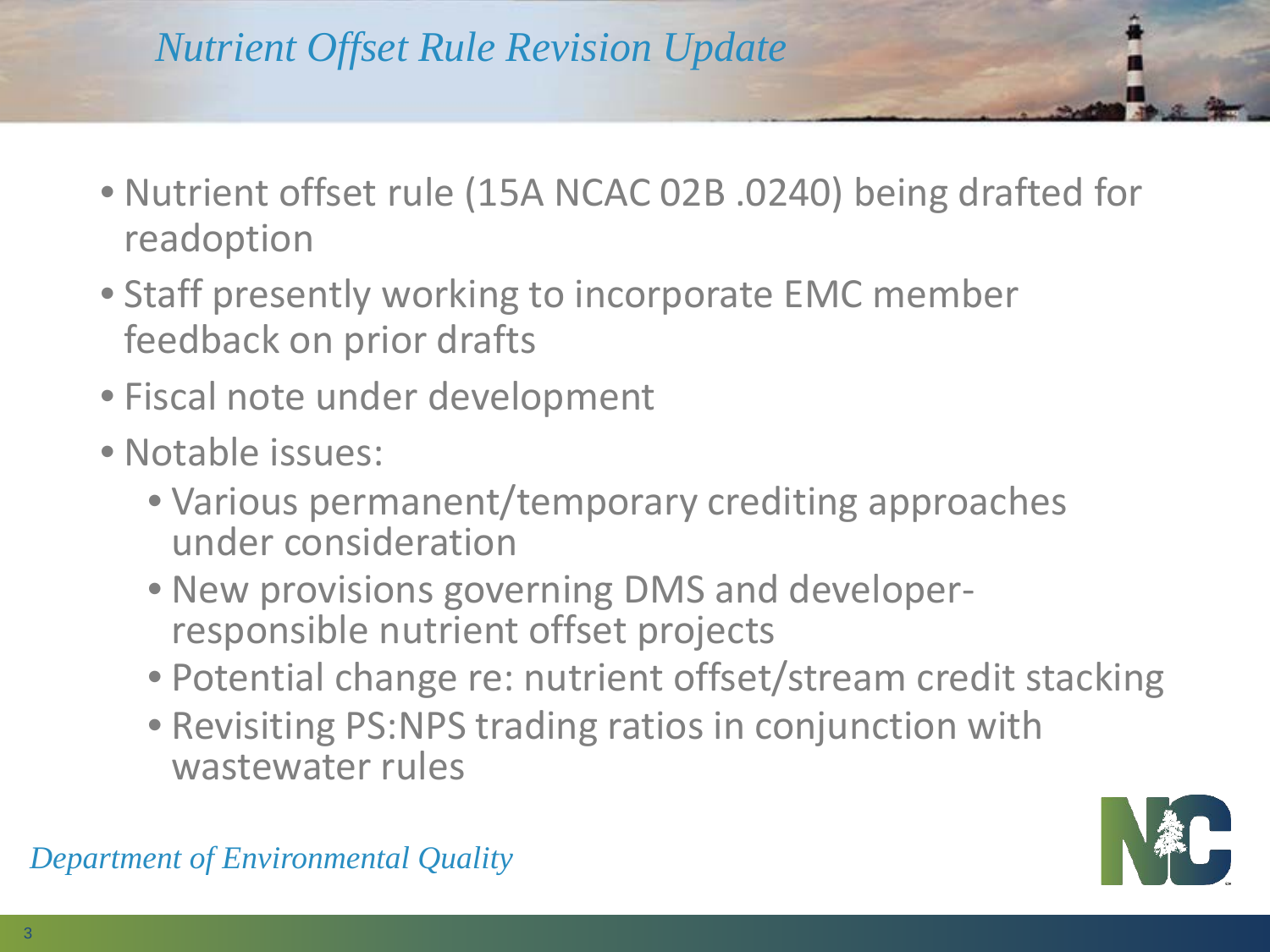# Nutrient Offset Rule Revision Update

- Nutrient offset rule (15A NCAC 02B .0240) being drafted for readoption
- Staff presently working to incorporate EMC member feedback on prior drafts
- Fiscal note under development
- Notable issues:
  - Various permanent/temporary crediting approaches under consideration
  - New provisions governing DMS and developer-responsible nutrient offset projects
  - Potential change re: nutrient offset/stream credit stacking
  - Revisiting PS:NPS trading ratios in conjunction with wastewater rules

*Department of Environmental Quality*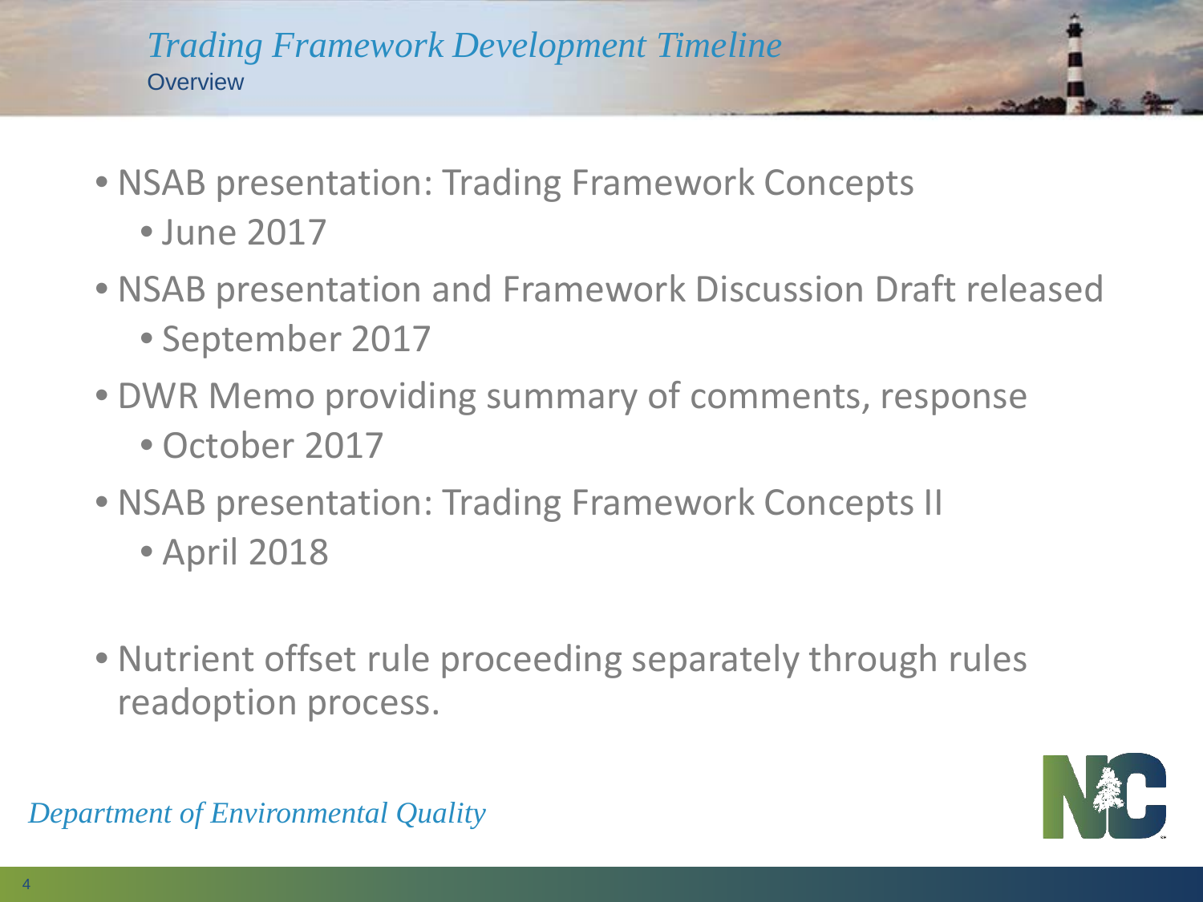## *Trading Framework Development Timeline*

Overview

- NSAB presentation: Trading Framework Concepts
  - June 2017
- NSAB presentation and Framework Discussion Draft released
  - September 2017
- DWR Memo providing summary of comments, response
  - October 2017
- NSAB presentation: Trading Framework Concepts II
  - April 2018

- Nutrient offset rule proceeding separately through rules readoption process.

*Department of Environmental Quality*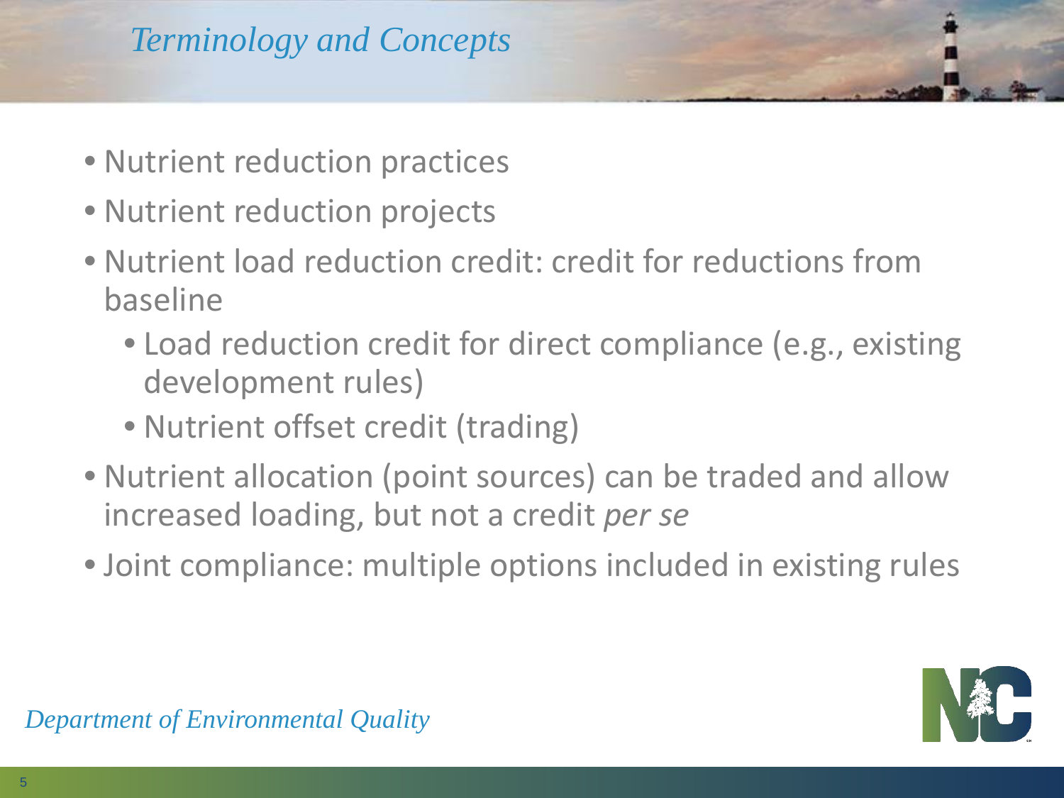# Terminology and Concepts

- Nutrient reduction practices
- Nutrient reduction projects
- Nutrient load reduction credit: credit for reductions from baseline
  - Load reduction credit for direct compliance (e.g., existing development rules)
  - Nutrient offset credit (trading)
- Nutrient allocation (point sources) can be traded and allow increased loading, but not a credit *per se*
- Joint compliance: multiple options included in existing rules

*Department of Environmental Quality*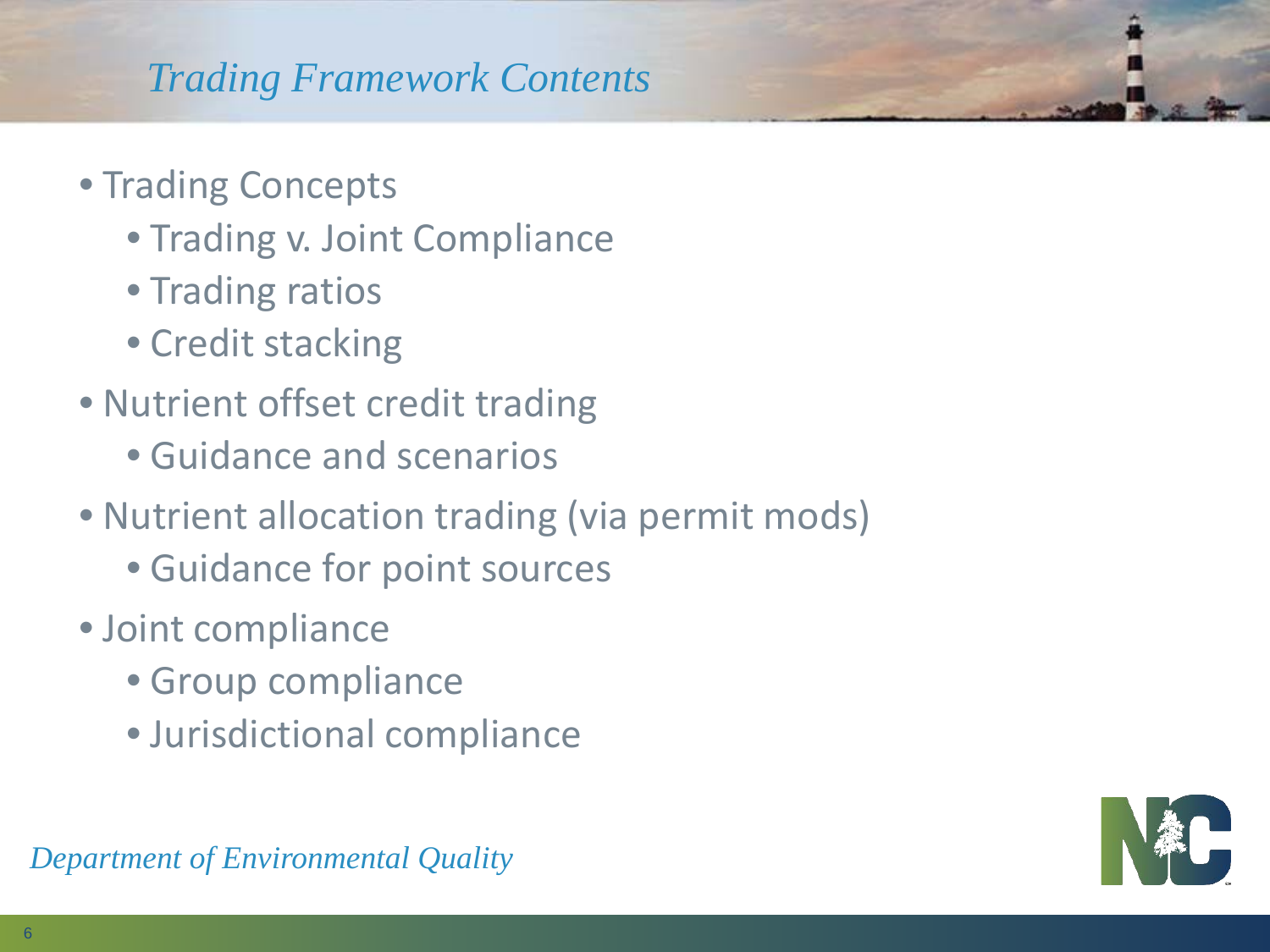## Trading Framework Contents

- Trading Concepts
  - Trading v. Joint Compliance
  - Trading ratios
  - Credit stacking
- Nutrient offset credit trading
  - Guidance and scenarios
- Nutrient allocation trading (via permit mods)
  - Guidance for point sources
- Joint compliance
  - Group compliance
  - Jurisdictional compliance

*Department of Environmental Quality*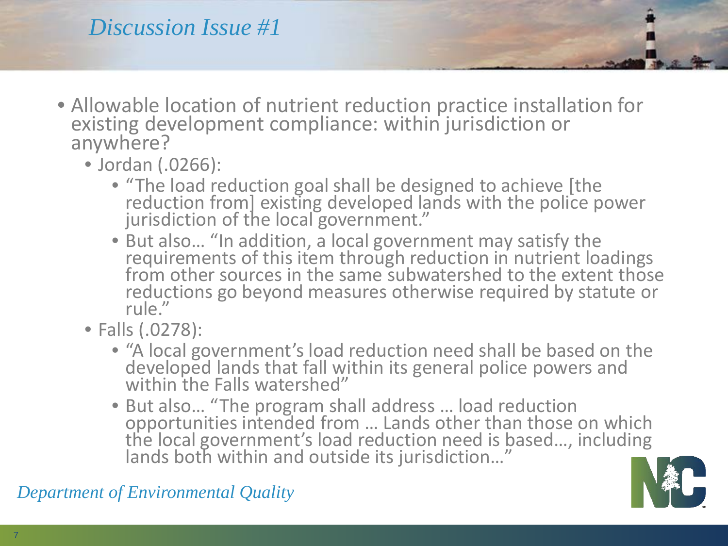# *Discussion Issue #1*

- Allowable location of nutrient reduction practice installation for existing development compliance: within jurisdiction or anywhere?
  - Jordan (.0266):
    - "The load reduction goal shall be designed to achieve [the reduction from] existing developed lands with the police power jurisdiction of the local government."
    - But also… "In addition, a local government may satisfy the requirements of this item through reduction in nutrient loadings from other sources in the same subwatershed to the extent those reductions go beyond measures otherwise required by statute or rule."
  - Falls (.0278):
    - "A local government's load reduction need shall be based on the developed lands that fall within its general police powers and within the Falls watershed"
    - But also… "The program shall address … load reduction opportunities intended from … Lands other than those on which the local government's load reduction need is based…, including lands both within and outside its jurisdiction…"

*Department of Environmental Quality*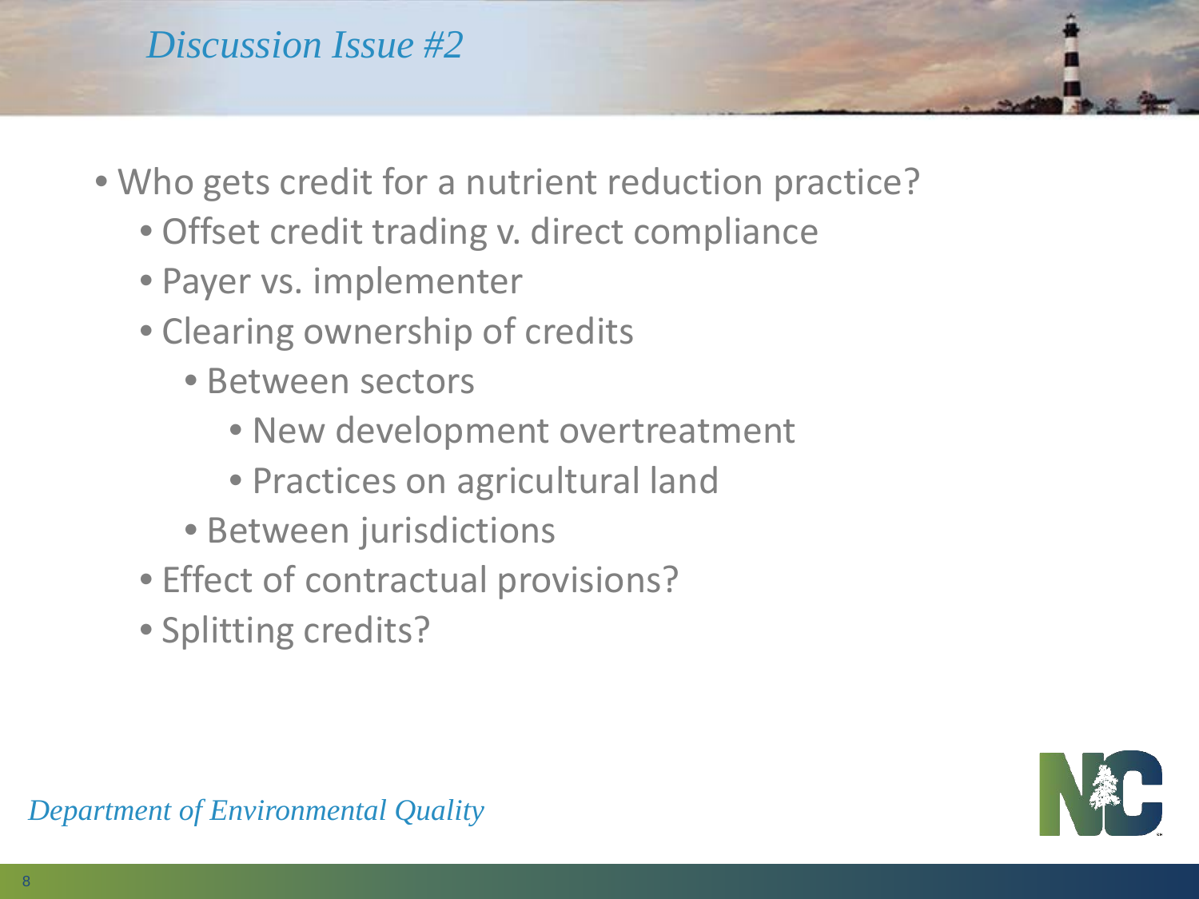# *Discussion Issue #2*

- Who gets credit for a nutrient reduction practice?
  - Offset credit trading v. direct compliance
  - Payer vs. implementer
  - Clearing ownership of credits
    - Between sectors
      - New development overtreatment
      - Practices on agricultural land
    - Between jurisdictions
  - Effect of contractual provisions?
  - Splitting credits?

*Department of Environmental Quality*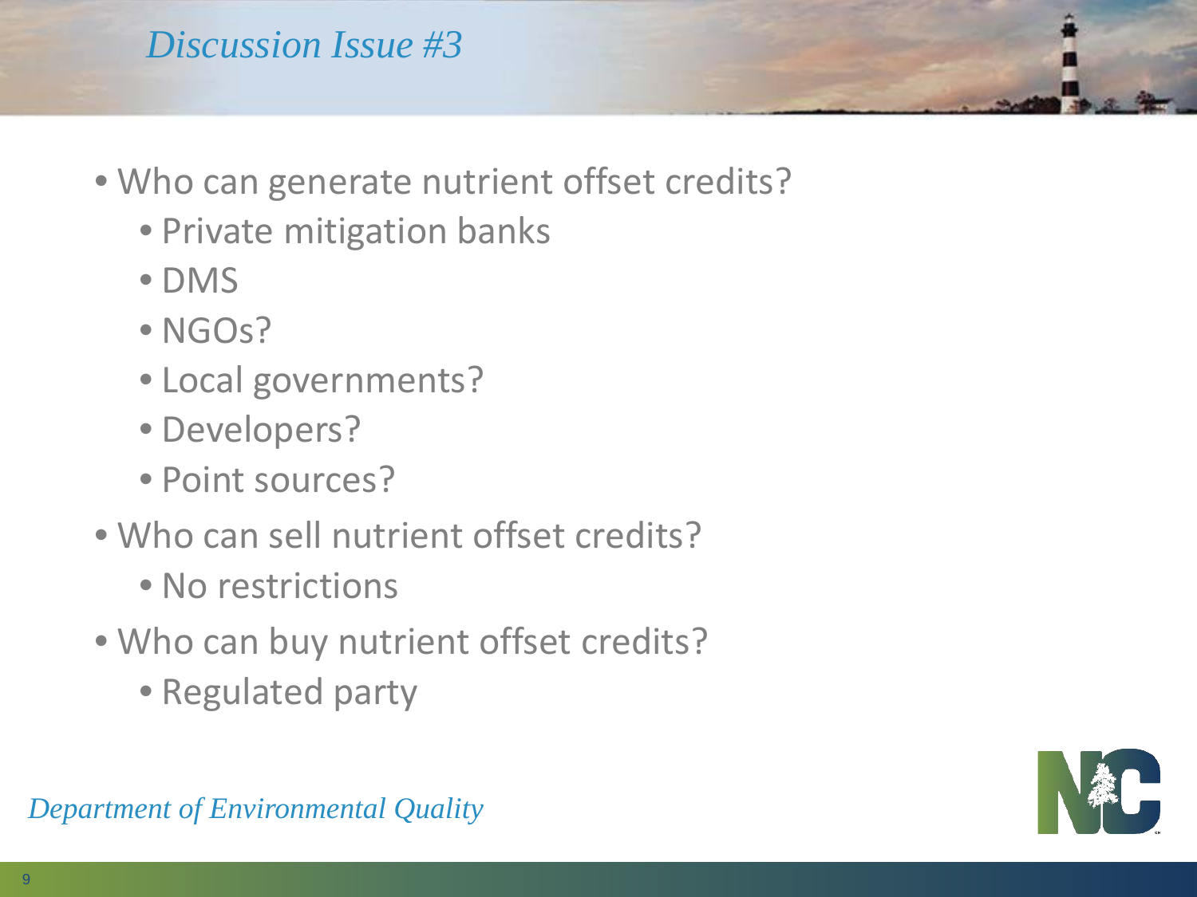# Discussion Issue #3

- Who can generate nutrient offset credits?
  - Private mitigation banks
  - DMS
  - NGOs?
  - Local governments?
  - Developers?
  - Point sources?
- Who can sell nutrient offset credits?
  - No restrictions
- Who can buy nutrient offset credits?
  - Regulated party

*Department of Environmental Quality*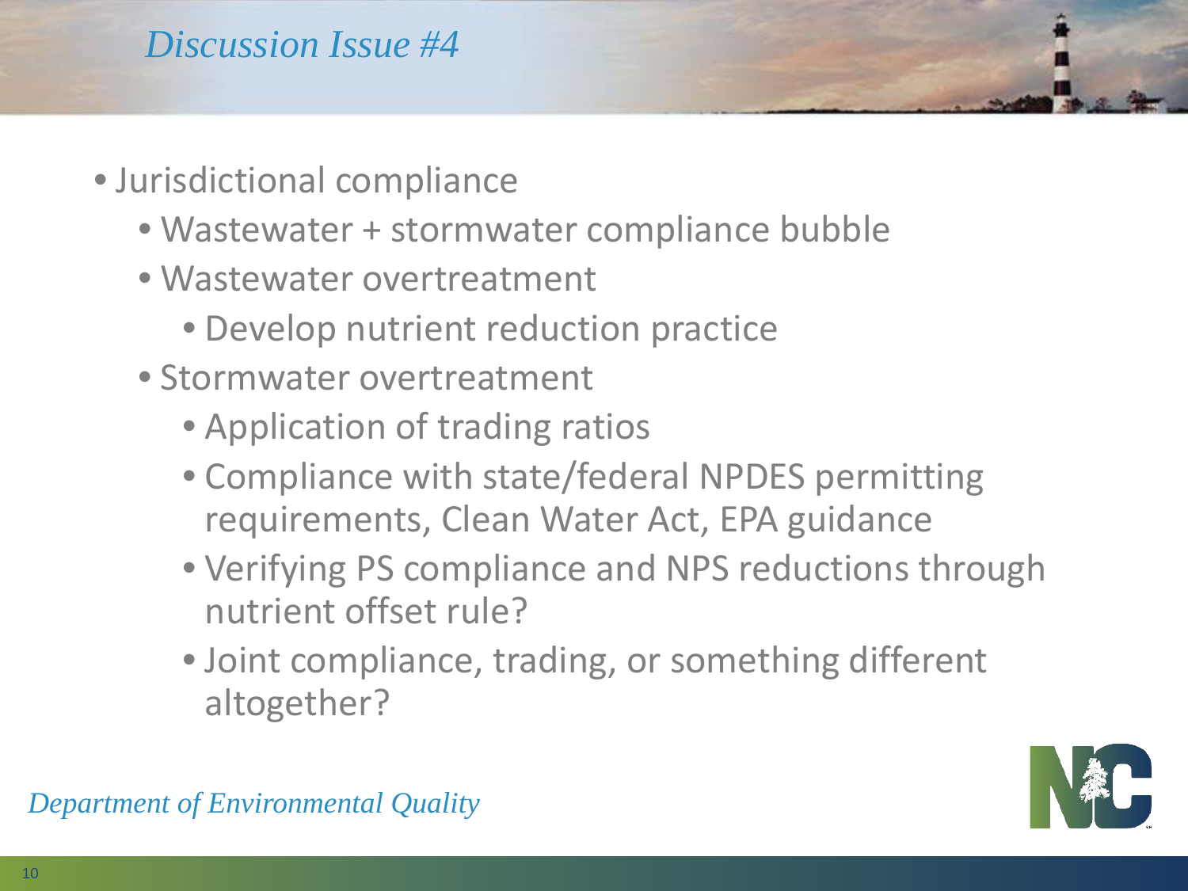## *Discussion Issue #4*

- Jurisdictional compliance
  - Wastewater + stormwater compliance bubble
  - Wastewater overtreatment
    - Develop nutrient reduction practice
  - Stormwater overtreatment
    - Application of trading ratios
    - Compliance with state/federal NPDES permitting requirements, Clean Water Act, EPA guidance
    - Verifying PS compliance and NPS reductions through nutrient offset rule?
    - Joint compliance, trading, or something different altogether?

*Department of Environmental Quality*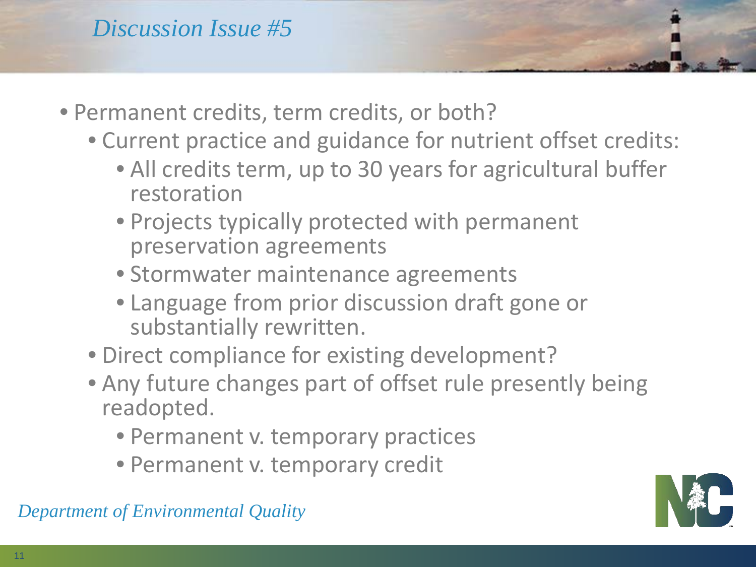# Discussion Issue #5

- Permanent credits, term credits, or both?
  - Current practice and guidance for nutrient offset credits:
    - All credits term, up to 30 years for agricultural buffer restoration
    - Projects typically protected with permanent preservation agreements
    - Stormwater maintenance agreements
    - Language from prior discussion draft gone or substantially rewritten.
  - Direct compliance for existing development?
  - Any future changes part of offset rule presently being readopted.
    - Permanent v. temporary practices
    - Permanent v. temporary credit

*Department of Environmental Quality*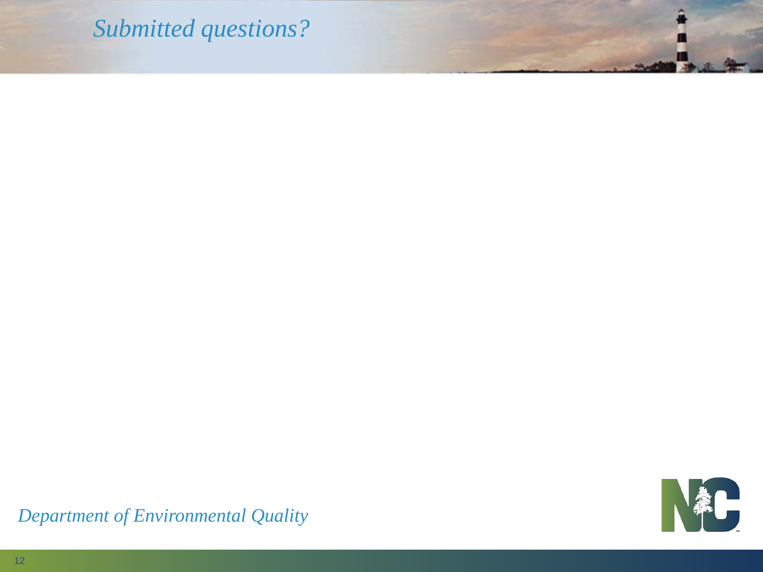# *Submitted questions?*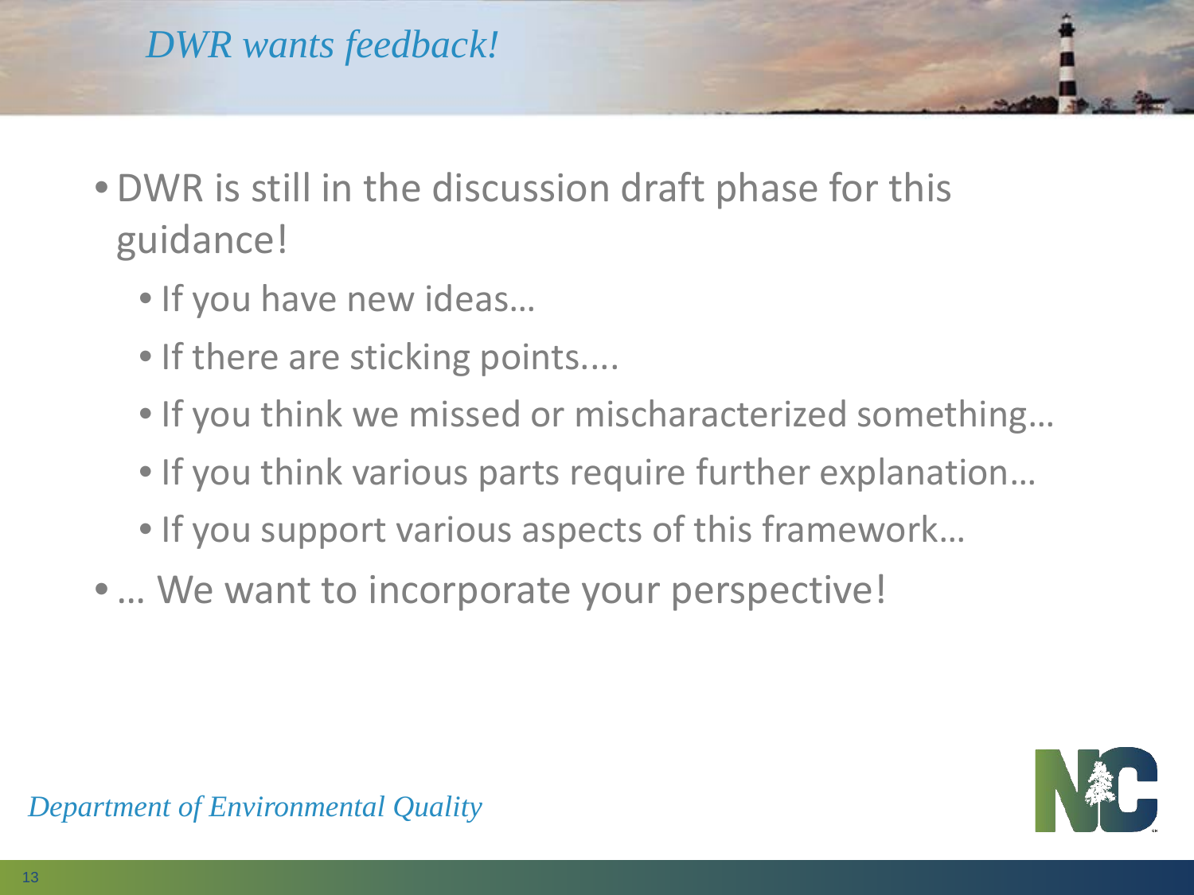# *DWR wants feedback!*

- DWR is still in the discussion draft phase for this guidance!
  - If you have new ideas…
  - If there are sticking points....
  - If you think we missed or mischaracterized something…
  - If you think various parts require further explanation…
  - If you support various aspects of this framework…
- … We want to incorporate your perspective!

*Department of Environmental Quality*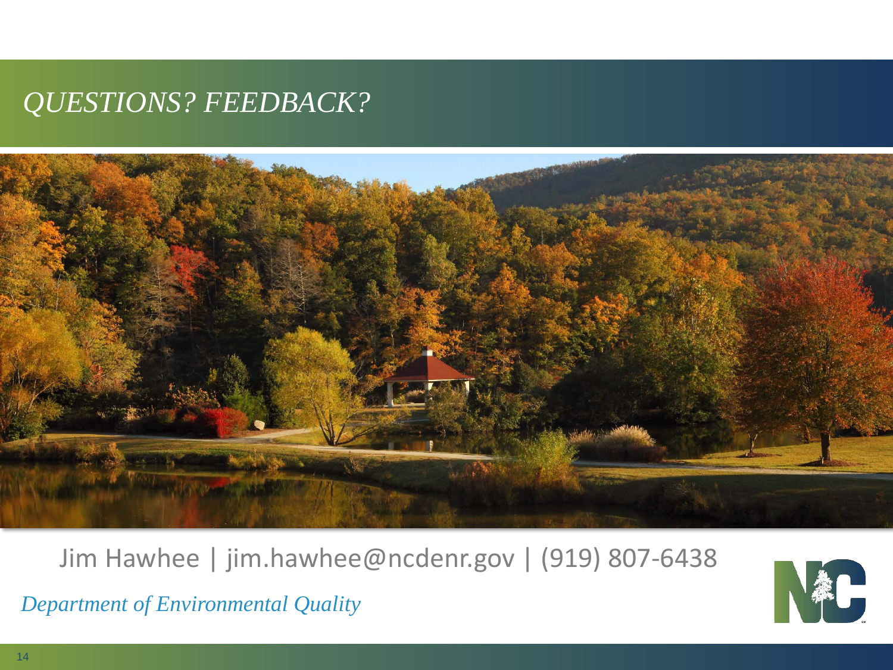# QUESTIONS? FEEDBACK?

Jim Hawhee | jim.hawhee@ncdenr.gov | (919) 807-6438

*Department of Environmental Quality*